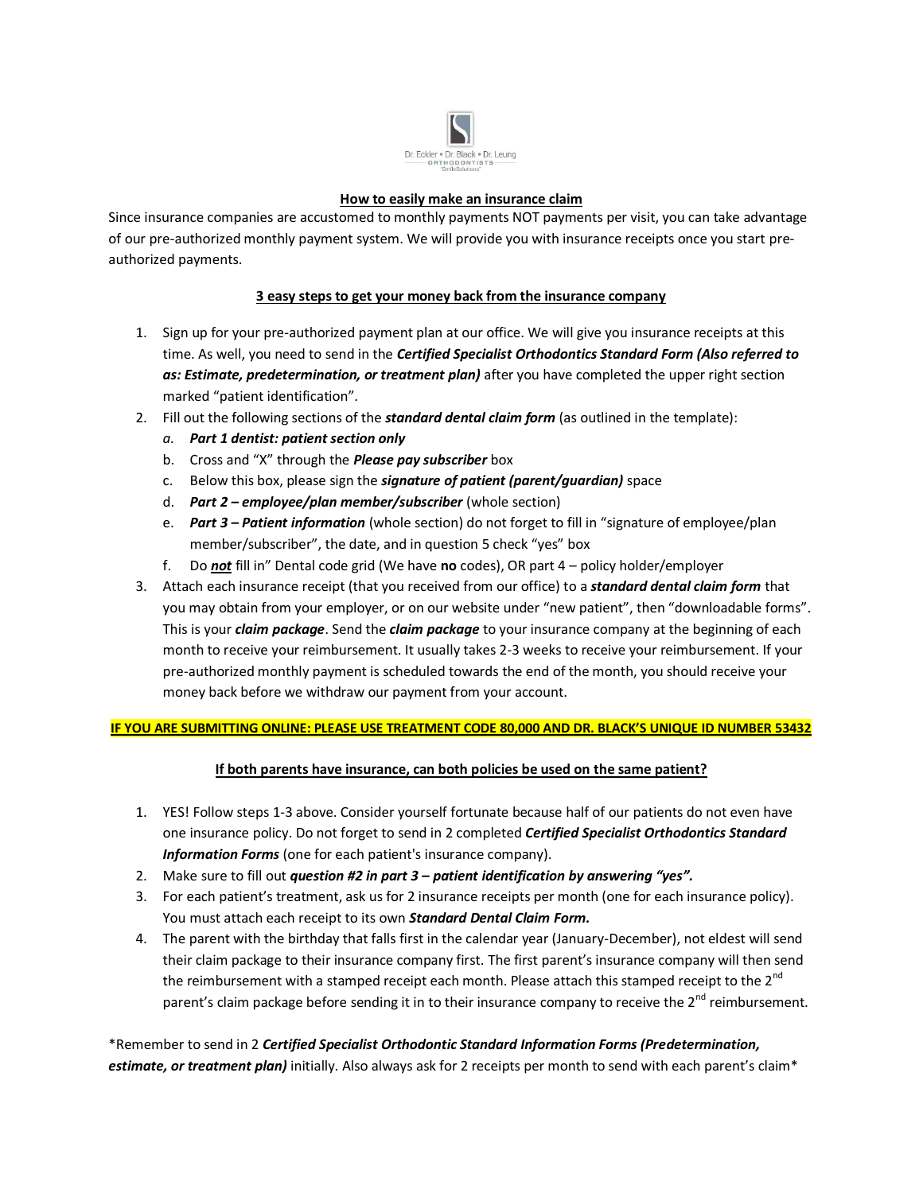Dr. Eckler • Dr. Black • Dr. Leung
ORTHODONTISTS
"SmileSolutions"

## How to easily make an insurance claim

Since insurance companies are accustomed to monthly payments NOT payments per visit, you can take advantage of our pre-authorized monthly payment system. We will provide you with insurance receipts once you start pre-authorized payments.

### 3 easy steps to get your money back from the insurance company

1. Sign up for your pre-authorized payment plan at our office. We will give you insurance receipts at this time. As well, you need to send in the ***Certified Specialist Orthodontics Standard Form (Also referred to as: Estimate, predetermination, or treatment plan)*** after you have completed the upper right section marked "patient identification".
2. Fill out the following sections of the ***standard dental claim form*** (as outlined in the template):
   a. ***Part 1 dentist: patient section only***
   b. Cross and "X" through the ***Please pay subscriber*** box
   c. Below this box, please sign the ***signature of patient (parent/guardian)*** space
   d. ***Part 2 – employee/plan member/subscriber*** (whole section)
   e. ***Part 3 – Patient information*** (whole section) do not forget to fill in "signature of employee/plan member/subscriber", the date, and in question 5 check "yes" box
   f. Do ***not*** fill in" Dental code grid (We have **no** codes), OR part 4 – policy holder/employer
3. Attach each insurance receipt (that you received from our office) to a ***standard dental claim form*** that you may obtain from your employer, or on our website under "new patient", then "downloadable forms". This is your ***claim package***. Send the ***claim package*** to your insurance company at the beginning of each month to receive your reimbursement. It usually takes 2-3 weeks to receive your reimbursement. If your pre-authorized monthly payment is scheduled towards the end of the month, you should receive your money back before we withdraw our payment from your account.

**IF YOU ARE SUBMITTING ONLINE: PLEASE USE TREATMENT CODE 80,000 AND DR. BLACK'S UNIQUE ID NUMBER 53432**

### If both parents have insurance, can both policies be used on the same patient?

1. YES! Follow steps 1-3 above. Consider yourself fortunate because half of our patients do not even have one insurance policy. Do not forget to send in 2 completed ***Certified Specialist Orthodontics Standard Information Forms*** (one for each patient's insurance company).
2. Make sure to fill out ***question #2 in part 3 – patient identification by answering "yes".***
3. For each patient's treatment, ask us for 2 insurance receipts per month (one for each insurance policy). You must attach each receipt to its own ***Standard Dental Claim Form.***
4. The parent with the birthday that falls first in the calendar year (January-December), not eldest will send their claim package to their insurance company first. The first parent's insurance company will then send the reimbursement with a stamped receipt each month. Please attach this stamped receipt to the 2nd parent's claim package before sending it in to their insurance company to receive the 2nd reimbursement.

*Remember to send in 2 ***Certified Specialist Orthodontic Standard Information Forms (Predetermination, estimate, or treatment plan)*** initially. Also always ask for 2 receipts per month to send with each parent's claim*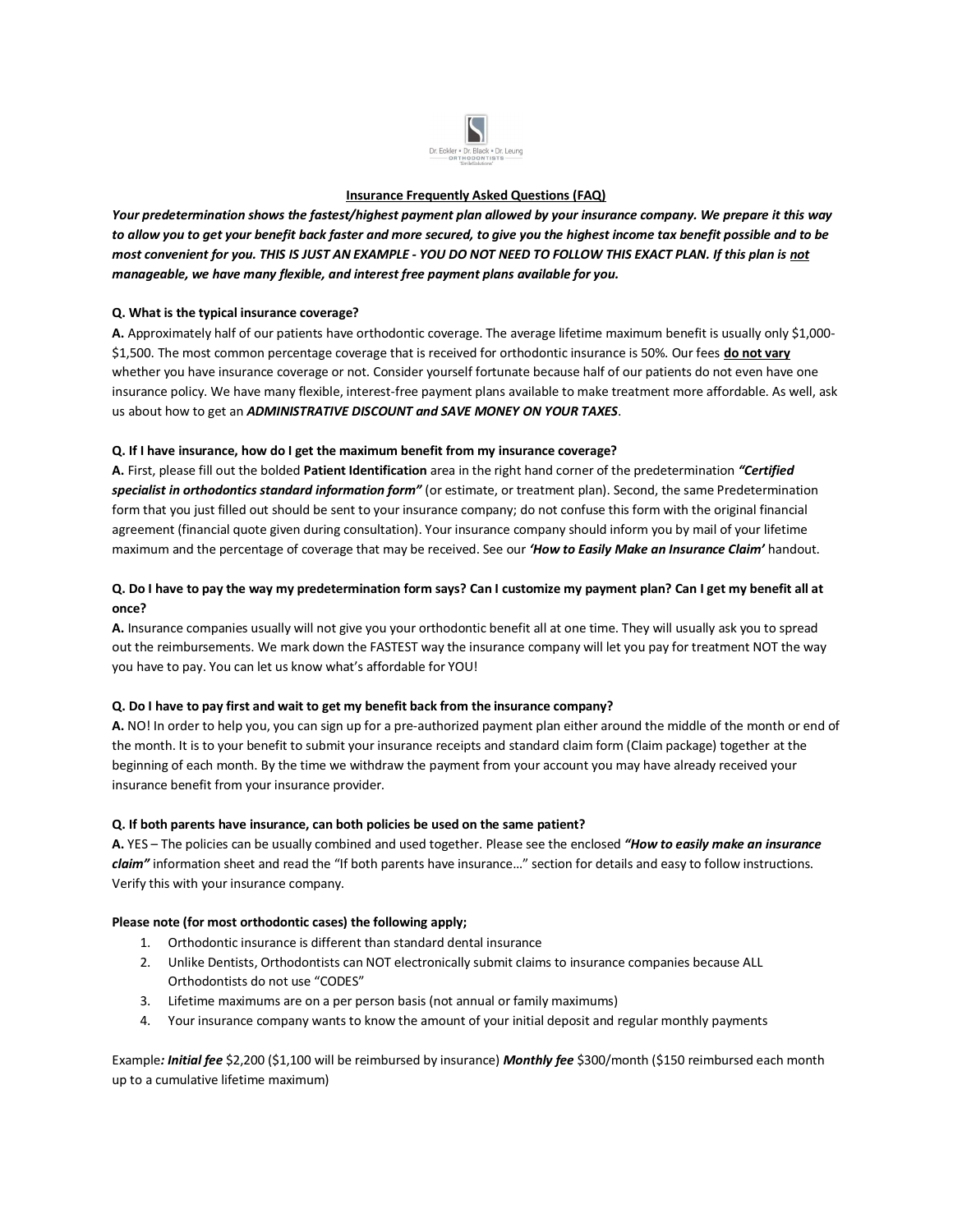Dr. Eckler • Dr. Black • Dr. Leung
ORTHODONTISTS
"SmileSolutions"

## Insurance Frequently Asked Questions (FAQ)

***Your predetermination shows the fastest/highest payment plan allowed by your insurance company. We prepare it this way to allow you to get your benefit back faster and more secured, to give you the highest income tax benefit possible and to be most convenient for you. THIS IS JUST AN EXAMPLE - YOU DO NOT NEED TO FOLLOW THIS EXACT PLAN. If this plan is not manageable, we have many flexible, and interest free payment plans available for you.***

**Q. What is the typical insurance coverage?**

**A.** Approximately half of our patients have orthodontic coverage. The average lifetime maximum benefit is usually only $1,000-$1,500. The most common percentage coverage that is received for orthodontic insurance is 50%. Our fees **do not vary** whether you have insurance coverage or not. Consider yourself fortunate because half of our patients do not even have one insurance policy. We have many flexible, interest-free payment plans available to make treatment more affordable. As well, ask us about how to get an ***ADMINISTRATIVE DISCOUNT and SAVE MONEY ON YOUR TAXES***.

**Q. If I have insurance, how do I get the maximum benefit from my insurance coverage?**

**A.** First, please fill out the bolded **Patient Identification** area in the right hand corner of the predetermination ***"Certified specialist in orthodontics standard information form"*** (or estimate, or treatment plan). Second, the same Predetermination form that you just filled out should be sent to your insurance company; do not confuse this form with the original financial agreement (financial quote given during consultation). Your insurance company should inform you by mail of your lifetime maximum and the percentage of coverage that may be received. See our ***'How to Easily Make an Insurance Claim'*** handout.

**Q. Do I have to pay the way my predetermination form says? Can I customize my payment plan? Can I get my benefit all at once?**

**A.** Insurance companies usually will not give you your orthodontic benefit all at one time. They will usually ask you to spread out the reimbursements. We mark down the FASTEST way the insurance company will let you pay for treatment NOT the way you have to pay. You can let us know what's affordable for YOU!

**Q. Do I have to pay first and wait to get my benefit back from the insurance company?**

**A.** NO! In order to help you, you can sign up for a pre-authorized payment plan either around the middle of the month or end of the month. It is to your benefit to submit your insurance receipts and standard claim form (Claim package) together at the beginning of each month. By the time we withdraw the payment from your account you may have already received your insurance benefit from your insurance provider.

**Q. If both parents have insurance, can both policies be used on the same patient?**

**A.** YES – The policies can be usually combined and used together. Please see the enclosed ***"How to easily make an insurance claim"*** information sheet and read the "If both parents have insurance…" section for details and easy to follow instructions. Verify this with your insurance company.

**Please note (for most orthodontic cases) the following apply;**

1. Orthodontic insurance is different than standard dental insurance
2. Unlike Dentists, Orthodontists can NOT electronically submit claims to insurance companies because ALL Orthodontists do not use "CODES"
3. Lifetime maximums are on a per person basis (not annual or family maximums)
4. Your insurance company wants to know the amount of your initial deposit and regular monthly payments

Example***: Initial fee*** $2,200 ($1,100 will be reimbursed by insurance) ***Monthly fee*** $300/month ($150 reimbursed each month up to a cumulative lifetime maximum)